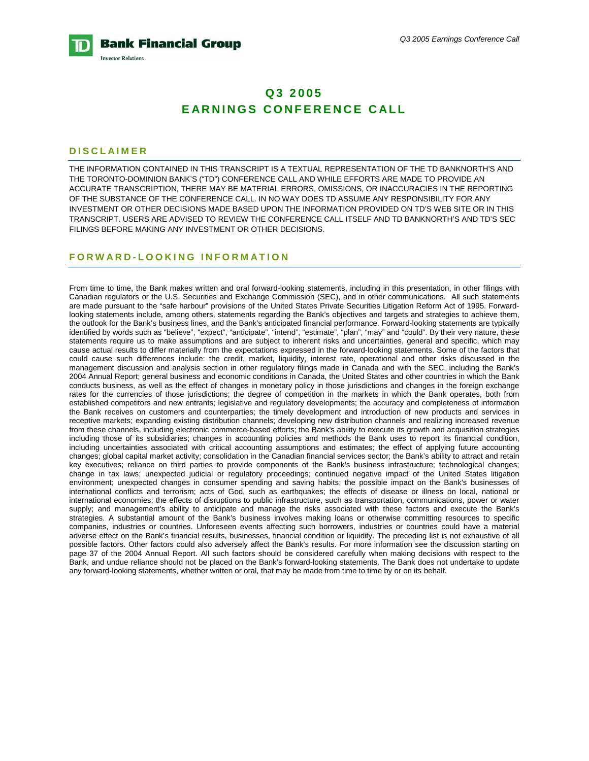# Q3 2005
# EARNINGS CONFERENCE CALL

## DISCLAIMER

THE INFORMATION CONTAINED IN THIS TRANSCRIPT IS A TEXTUAL REPRESENTATION OF THE TD BANKNORTH'S AND THE TORONTO-DOMINION BANK'S ("TD") CONFERENCE CALL AND WHILE EFFORTS ARE MADE TO PROVIDE AN ACCURATE TRANSCRIPTION, THERE MAY BE MATERIAL ERRORS, OMISSIONS, OR INACCURACIES IN THE REPORTING OF THE SUBSTANCE OF THE CONFERENCE CALL. IN NO WAY DOES TD ASSUME ANY RESPONSIBILITY FOR ANY INVESTMENT OR OTHER DECISIONS MADE BASED UPON THE INFORMATION PROVIDED ON TD'S WEB SITE OR IN THIS TRANSCRIPT. USERS ARE ADVISED TO REVIEW THE CONFERENCE CALL ITSELF AND TD BANKNORTH'S AND TD'S SEC FILINGS BEFORE MAKING ANY INVESTMENT OR OTHER DECISIONS.

## FORWARD-LOOKING INFORMATION

From time to time, the Bank makes written and oral forward-looking statements, including in this presentation, in other filings with Canadian regulators or the U.S. Securities and Exchange Commission (SEC), and in other communications. All such statements are made pursuant to the "safe harbour" provisions of the United States Private Securities Litigation Reform Act of 1995. Forward-looking statements include, among others, statements regarding the Bank's objectives and targets and strategies to achieve them, the outlook for the Bank's business lines, and the Bank's anticipated financial performance. Forward-looking statements are typically identified by words such as "believe", "expect", "anticipate", "intend", "estimate", "plan", "may" and "could". By their very nature, these statements require us to make assumptions and are subject to inherent risks and uncertainties, general and specific, which may cause actual results to differ materially from the expectations expressed in the forward-looking statements. Some of the factors that could cause such differences include: the credit, market, liquidity, interest rate, operational and other risks discussed in the management discussion and analysis section in other regulatory filings made in Canada and with the SEC, including the Bank's 2004 Annual Report; general business and economic conditions in Canada, the United States and other countries in which the Bank conducts business, as well as the effect of changes in monetary policy in those jurisdictions and changes in the foreign exchange rates for the currencies of those jurisdictions; the degree of competition in the markets in which the Bank operates, both from established competitors and new entrants; legislative and regulatory developments; the accuracy and completeness of information the Bank receives on customers and counterparties; the timely development and introduction of new products and services in receptive markets; expanding existing distribution channels; developing new distribution channels and realizing increased revenue from these channels, including electronic commerce-based efforts; the Bank's ability to execute its growth and acquisition strategies including those of its subsidiaries; changes in accounting policies and methods the Bank uses to report its financial condition, including uncertainties associated with critical accounting assumptions and estimates; the effect of applying future accounting changes; global capital market activity; consolidation in the Canadian financial services sector; the Bank's ability to attract and retain key executives; reliance on third parties to provide components of the Bank's business infrastructure; technological changes; change in tax laws; unexpected judicial or regulatory proceedings; continued negative impact of the United States litigation environment; unexpected changes in consumer spending and saving habits; the possible impact on the Bank's businesses of international conflicts and terrorism; acts of God, such as earthquakes; the effects of disease or illness on local, national or international economies; the effects of disruptions to public infrastructure, such as transportation, communications, power or water supply; and management's ability to anticipate and manage the risks associated with these factors and execute the Bank's strategies. A substantial amount of the Bank's business involves making loans or otherwise committing resources to specific companies, industries or countries. Unforeseen events affecting such borrowers, industries or countries could have a material adverse effect on the Bank's financial results, businesses, financial condition or liquidity. The preceding list is not exhaustive of all possible factors. Other factors could also adversely affect the Bank's results. For more information see the discussion starting on page 37 of the 2004 Annual Report. All such factors should be considered carefully when making decisions with respect to the Bank, and undue reliance should not be placed on the Bank's forward-looking statements. The Bank does not undertake to update any forward-looking statements, whether written or oral, that may be made from time to time by or on its behalf.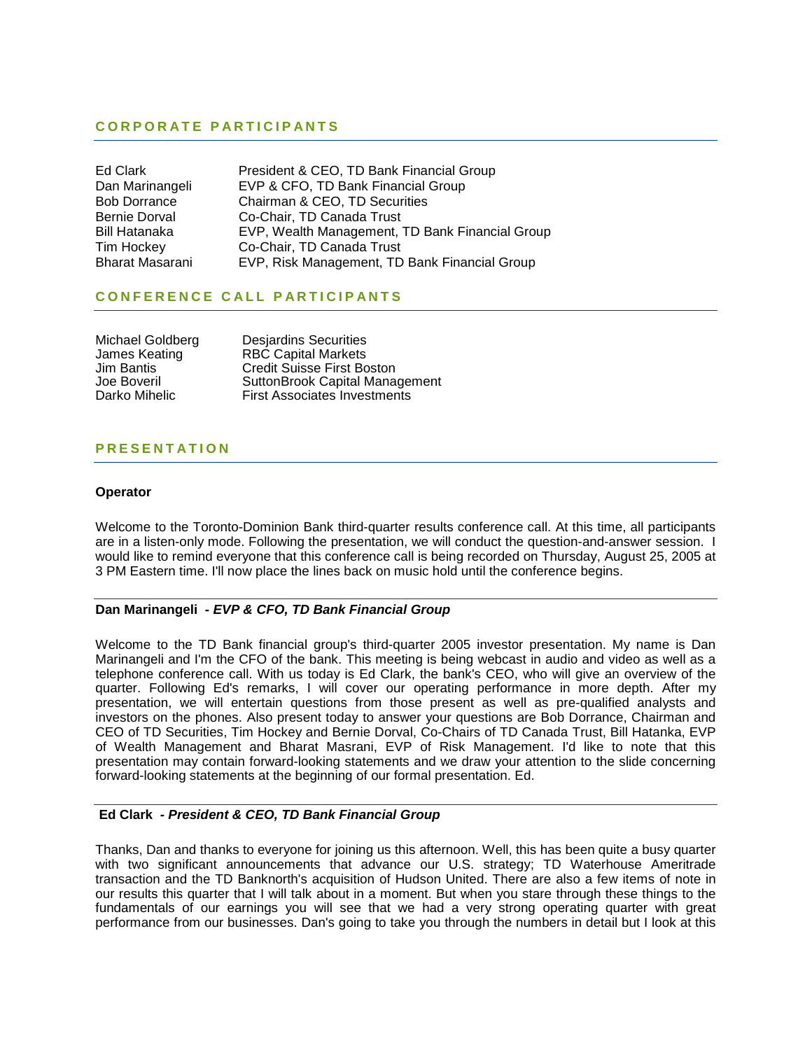## CORPORATE PARTICIPANTS

| | |
|---|---|
| Ed Clark | President & CEO, TD Bank Financial Group |
| Dan Marinangeli | EVP & CFO, TD Bank Financial Group |
| Bob Dorrance | Chairman & CEO, TD Securities |
| Bernie Dorval | Co-Chair, TD Canada Trust |
| Bill Hatanaka | EVP, Wealth Management, TD Bank Financial Group |
| Tim Hockey | Co-Chair, TD Canada Trust |
| Bharat Masarani | EVP, Risk Management, TD Bank Financial Group |

## CONFERENCE CALL PARTICIPANTS

| | |
|---|---|
| Michael Goldberg | Desjardins Securities |
| James Keating | RBC Capital Markets |
| Jim Bantis | Credit Suisse First Boston |
| Joe Boveril | SuttonBrook Capital Management |
| Darko Mihelic | First Associates Investments |

## PRESENTATION

**Operator**

Welcome to the Toronto-Dominion Bank third-quarter results conference call. At this time, all participants are in a listen-only mode. Following the presentation, we will conduct the question-and-answer session. I would like to remind everyone that this conference call is being recorded on Thursday, August 25, 2005 at 3 PM Eastern time. I'll now place the lines back on music hold until the conference begins.

**Dan Marinangeli** *- EVP & CFO, TD Bank Financial Group*

Welcome to the TD Bank financial group's third-quarter 2005 investor presentation. My name is Dan Marinangeli and I'm the CFO of the bank. This meeting is being webcast in audio and video as well as a telephone conference call. With us today is Ed Clark, the bank's CEO, who will give an overview of the quarter. Following Ed's remarks, I will cover our operating performance in more depth. After my presentation, we will entertain questions from those present as well as pre-qualified analysts and investors on the phones. Also present today to answer your questions are Bob Dorrance, Chairman and CEO of TD Securities, Tim Hockey and Bernie Dorval, Co-Chairs of TD Canada Trust, Bill Hatanka, EVP of Wealth Management and Bharat Masrani, EVP of Risk Management. I'd like to note that this presentation may contain forward-looking statements and we draw your attention to the slide concerning forward-looking statements at the beginning of our formal presentation. Ed.

**Ed Clark** *- President & CEO, TD Bank Financial Group*

Thanks, Dan and thanks to everyone for joining us this afternoon. Well, this has been quite a busy quarter with two significant announcements that advance our U.S. strategy; TD Waterhouse Ameritrade transaction and the TD Banknorth's acquisition of Hudson United. There are also a few items of note in our results this quarter that I will talk about in a moment. But when you stare through these things to the fundamentals of our earnings you will see that we had a very strong operating quarter with great performance from our businesses. Dan's going to take you through the numbers in detail but I look at this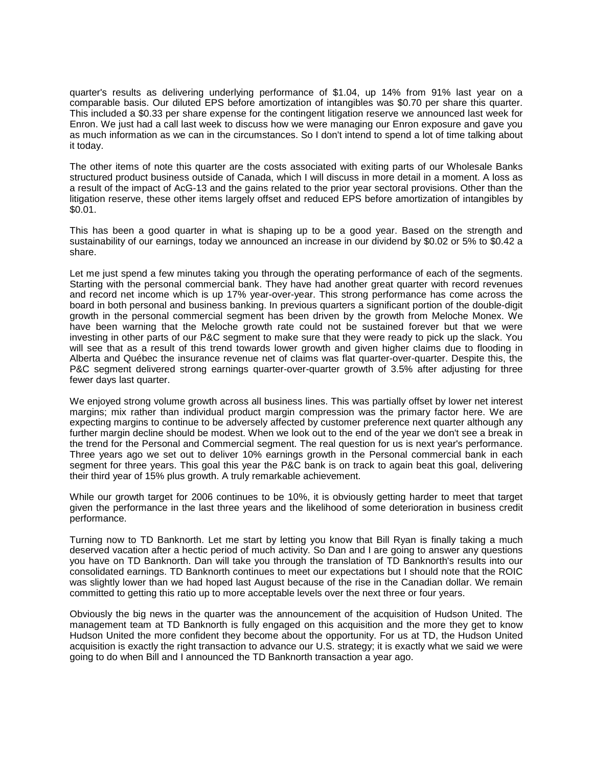quarter's results as delivering underlying performance of $1.04, up 14% from 91% last year on a comparable basis. Our diluted EPS before amortization of intangibles was $0.70 per share this quarter. This included a $0.33 per share expense for the contingent litigation reserve we announced last week for Enron. We just had a call last week to discuss how we were managing our Enron exposure and gave you as much information as we can in the circumstances. So I don't intend to spend a lot of time talking about it today.

The other items of note this quarter are the costs associated with exiting parts of our Wholesale Banks structured product business outside of Canada, which I will discuss in more detail in a moment. A loss as a result of the impact of AcG-13 and the gains related to the prior year sectoral provisions. Other than the litigation reserve, these other items largely offset and reduced EPS before amortization of intangibles by $0.01.

This has been a good quarter in what is shaping up to be a good year. Based on the strength and sustainability of our earnings, today we announced an increase in our dividend by $0.02 or 5% to $0.42 a share.

Let me just spend a few minutes taking you through the operating performance of each of the segments. Starting with the personal commercial bank. They have had another great quarter with record revenues and record net income which is up 17% year-over-year. This strong performance has come across the board in both personal and business banking. In previous quarters a significant portion of the double-digit growth in the personal commercial segment has been driven by the growth from Meloche Monex. We have been warning that the Meloche growth rate could not be sustained forever but that we were investing in other parts of our P&C segment to make sure that they were ready to pick up the slack. You will see that as a result of this trend towards lower growth and given higher claims due to flooding in Alberta and Québec the insurance revenue net of claims was flat quarter-over-quarter. Despite this, the P&C segment delivered strong earnings quarter-over-quarter growth of 3.5% after adjusting for three fewer days last quarter.

We enjoyed strong volume growth across all business lines. This was partially offset by lower net interest margins; mix rather than individual product margin compression was the primary factor here. We are expecting margins to continue to be adversely affected by customer preference next quarter although any further margin decline should be modest. When we look out to the end of the year we don't see a break in the trend for the Personal and Commercial segment. The real question for us is next year's performance. Three years ago we set out to deliver 10% earnings growth in the Personal commercial bank in each segment for three years. This goal this year the P&C bank is on track to again beat this goal, delivering their third year of 15% plus growth. A truly remarkable achievement.

While our growth target for 2006 continues to be 10%, it is obviously getting harder to meet that target given the performance in the last three years and the likelihood of some deterioration in business credit performance.

Turning now to TD Banknorth. Let me start by letting you know that Bill Ryan is finally taking a much deserved vacation after a hectic period of much activity. So Dan and I are going to answer any questions you have on TD Banknorth. Dan will take you through the translation of TD Banknorth's results into our consolidated earnings. TD Banknorth continues to meet our expectations but I should note that the ROIC was slightly lower than we had hoped last August because of the rise in the Canadian dollar. We remain committed to getting this ratio up to more acceptable levels over the next three or four years.

Obviously the big news in the quarter was the announcement of the acquisition of Hudson United. The management team at TD Banknorth is fully engaged on this acquisition and the more they get to know Hudson United the more confident they become about the opportunity. For us at TD, the Hudson United acquisition is exactly the right transaction to advance our U.S. strategy; it is exactly what we said we were going to do when Bill and I announced the TD Banknorth transaction a year ago.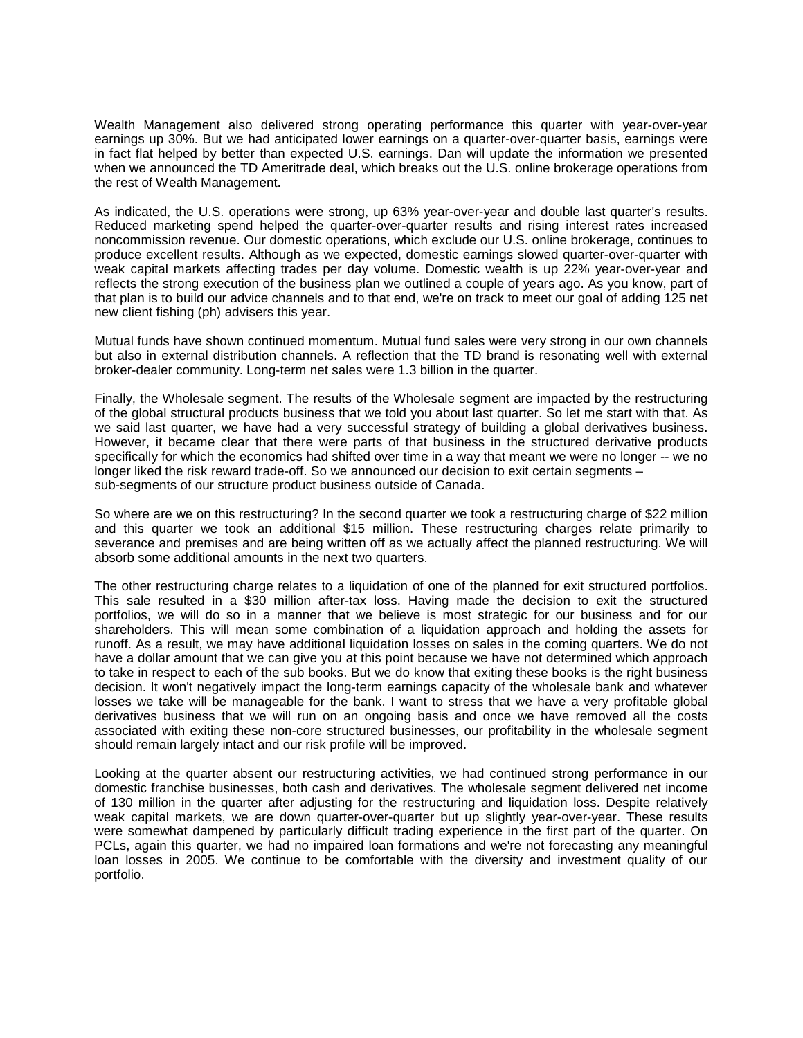Wealth Management also delivered strong operating performance this quarter with year-over-year earnings up 30%. But we had anticipated lower earnings on a quarter-over-quarter basis, earnings were in fact flat helped by better than expected U.S. earnings. Dan will update the information we presented when we announced the TD Ameritrade deal, which breaks out the U.S. online brokerage operations from the rest of Wealth Management.

As indicated, the U.S. operations were strong, up 63% year-over-year and double last quarter's results. Reduced marketing spend helped the quarter-over-quarter results and rising interest rates increased noncommission revenue. Our domestic operations, which exclude our U.S. online brokerage, continues to produce excellent results. Although as we expected, domestic earnings slowed quarter-over-quarter with weak capital markets affecting trades per day volume. Domestic wealth is up 22% year-over-year and reflects the strong execution of the business plan we outlined a couple of years ago. As you know, part of that plan is to build our advice channels and to that end, we're on track to meet our goal of adding 125 net new client fishing (ph) advisers this year.

Mutual funds have shown continued momentum. Mutual fund sales were very strong in our own channels but also in external distribution channels. A reflection that the TD brand is resonating well with external broker-dealer community. Long-term net sales were 1.3 billion in the quarter.

Finally, the Wholesale segment. The results of the Wholesale segment are impacted by the restructuring of the global structural products business that we told you about last quarter. So let me start with that. As we said last quarter, we have had a very successful strategy of building a global derivatives business. However, it became clear that there were parts of that business in the structured derivative products specifically for which the economics had shifted over time in a way that meant we were no longer -- we no longer liked the risk reward trade-off. So we announced our decision to exit certain segments – sub-segments of our structure product business outside of Canada.

So where are we on this restructuring? In the second quarter we took a restructuring charge of $22 million and this quarter we took an additional $15 million. These restructuring charges relate primarily to severance and premises and are being written off as we actually affect the planned restructuring. We will absorb some additional amounts in the next two quarters.

The other restructuring charge relates to a liquidation of one of the planned for exit structured portfolios. This sale resulted in a $30 million after-tax loss. Having made the decision to exit the structured portfolios, we will do so in a manner that we believe is most strategic for our business and for our shareholders. This will mean some combination of a liquidation approach and holding the assets for runoff. As a result, we may have additional liquidation losses on sales in the coming quarters. We do not have a dollar amount that we can give you at this point because we have not determined which approach to take in respect to each of the sub books. But we do know that exiting these books is the right business decision. It won't negatively impact the long-term earnings capacity of the wholesale bank and whatever losses we take will be manageable for the bank. I want to stress that we have a very profitable global derivatives business that we will run on an ongoing basis and once we have removed all the costs associated with exiting these non-core structured businesses, our profitability in the wholesale segment should remain largely intact and our risk profile will be improved.

Looking at the quarter absent our restructuring activities, we had continued strong performance in our domestic franchise businesses, both cash and derivatives. The wholesale segment delivered net income of 130 million in the quarter after adjusting for the restructuring and liquidation loss. Despite relatively weak capital markets, we are down quarter-over-quarter but up slightly year-over-year. These results were somewhat dampened by particularly difficult trading experience in the first part of the quarter. On PCLs, again this quarter, we had no impaired loan formations and we're not forecasting any meaningful loan losses in 2005. We continue to be comfortable with the diversity and investment quality of our portfolio.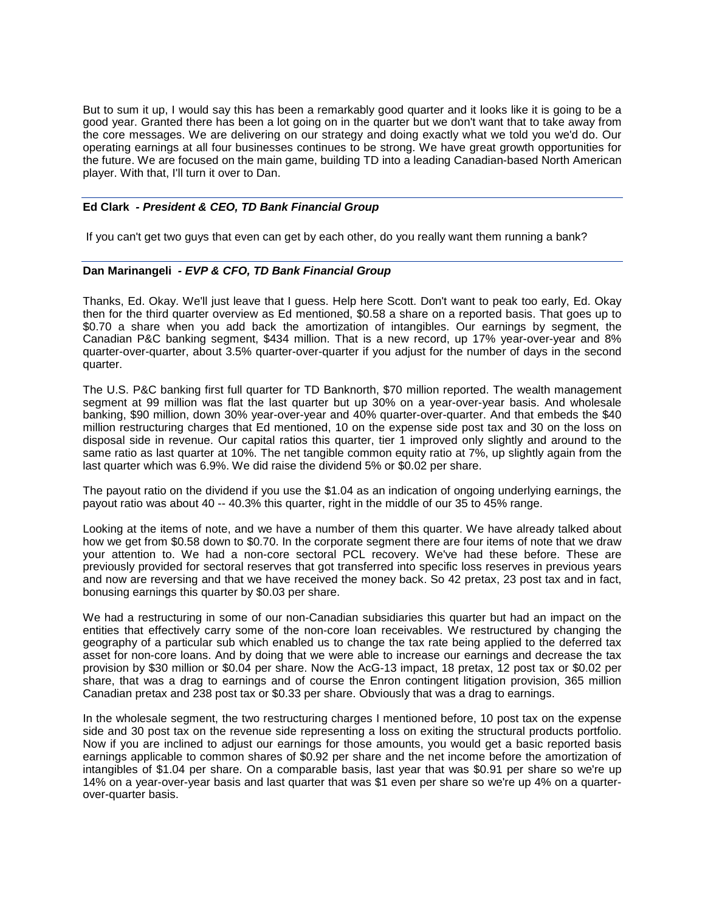But to sum it up, I would say this has been a remarkably good quarter and it looks like it is going to be a good year. Granted there has been a lot going on in the quarter but we don't want that to take away from the core messages. We are delivering on our strategy and doing exactly what we told you we'd do. Our operating earnings at all four businesses continues to be strong. We have great growth opportunities for the future. We are focused on the main game, building TD into a leading Canadian-based North American player. With that, I'll turn it over to Dan.

**Ed Clark** *- President & CEO, TD Bank Financial Group*

If you can't get two guys that even can get by each other, do you really want them running a bank?

**Dan Marinangeli** *- EVP & CFO, TD Bank Financial Group*

Thanks, Ed. Okay. We'll just leave that I guess. Help here Scott. Don't want to peak too early, Ed. Okay then for the third quarter overview as Ed mentioned, $0.58 a share on a reported basis. That goes up to $0.70 a share when you add back the amortization of intangibles. Our earnings by segment, the Canadian P&C banking segment, $434 million. That is a new record, up 17% year-over-year and 8% quarter-over-quarter, about 3.5% quarter-over-quarter if you adjust for the number of days in the second quarter.

The U.S. P&C banking first full quarter for TD Banknorth, $70 million reported. The wealth management segment at 99 million was flat the last quarter but up 30% on a year-over-year basis. And wholesale banking, $90 million, down 30% year-over-year and 40% quarter-over-quarter. And that embeds the $40 million restructuring charges that Ed mentioned, 10 on the expense side post tax and 30 on the loss on disposal side in revenue. Our capital ratios this quarter, tier 1 improved only slightly and around to the same ratio as last quarter at 10%. The net tangible common equity ratio at 7%, up slightly again from the last quarter which was 6.9%. We did raise the dividend 5% or $0.02 per share.

The payout ratio on the dividend if you use the $1.04 as an indication of ongoing underlying earnings, the payout ratio was about 40 -- 40.3% this quarter, right in the middle of our 35 to 45% range.

Looking at the items of note, and we have a number of them this quarter. We have already talked about how we get from $0.58 down to $0.70. In the corporate segment there are four items of note that we draw your attention to. We had a non-core sectoral PCL recovery. We've had these before. These are previously provided for sectoral reserves that got transferred into specific loss reserves in previous years and now are reversing and that we have received the money back. So 42 pretax, 23 post tax and in fact, bonusing earnings this quarter by $0.03 per share.

We had a restructuring in some of our non-Canadian subsidiaries this quarter but had an impact on the entities that effectively carry some of the non-core loan receivables. We restructured by changing the geography of a particular sub which enabled us to change the tax rate being applied to the deferred tax asset for non-core loans. And by doing that we were able to increase our earnings and decrease the tax provision by $30 million or $0.04 per share. Now the AcG-13 impact, 18 pretax, 12 post tax or $0.02 per share, that was a drag to earnings and of course the Enron contingent litigation provision, 365 million Canadian pretax and 238 post tax or $0.33 per share. Obviously that was a drag to earnings.

In the wholesale segment, the two restructuring charges I mentioned before, 10 post tax on the expense side and 30 post tax on the revenue side representing a loss on exiting the structural products portfolio. Now if you are inclined to adjust our earnings for those amounts, you would get a basic reported basis earnings applicable to common shares of $0.92 per share and the net income before the amortization of intangibles of $1.04 per share. On a comparable basis, last year that was $0.91 per share so we're up 14% on a year-over-year basis and last quarter that was $1 even per share so we're up 4% on a quarter-over-quarter basis.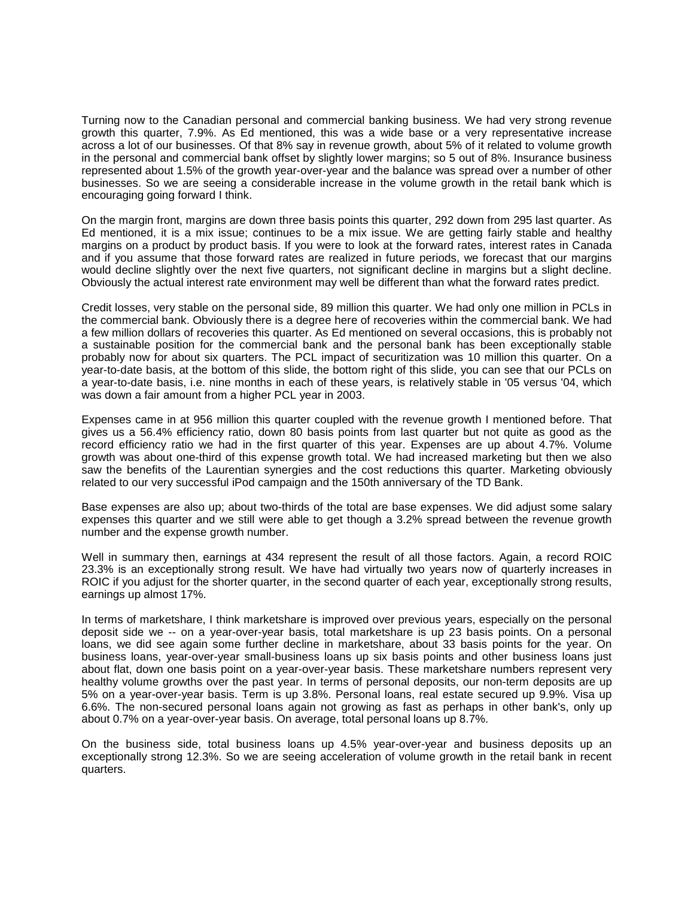Turning now to the Canadian personal and commercial banking business. We had very strong revenue growth this quarter, 7.9%. As Ed mentioned, this was a wide base or a very representative increase across a lot of our businesses. Of that 8% say in revenue growth, about 5% of it related to volume growth in the personal and commercial bank offset by slightly lower margins; so 5 out of 8%. Insurance business represented about 1.5% of the growth year-over-year and the balance was spread over a number of other businesses. So we are seeing a considerable increase in the volume growth in the retail bank which is encouraging going forward I think.

On the margin front, margins are down three basis points this quarter, 292 down from 295 last quarter. As Ed mentioned, it is a mix issue; continues to be a mix issue. We are getting fairly stable and healthy margins on a product by product basis. If you were to look at the forward rates, interest rates in Canada and if you assume that those forward rates are realized in future periods, we forecast that our margins would decline slightly over the next five quarters, not significant decline in margins but a slight decline. Obviously the actual interest rate environment may well be different than what the forward rates predict.

Credit losses, very stable on the personal side, 89 million this quarter. We had only one million in PCLs in the commercial bank. Obviously there is a degree here of recoveries within the commercial bank. We had a few million dollars of recoveries this quarter. As Ed mentioned on several occasions, this is probably not a sustainable position for the commercial bank and the personal bank has been exceptionally stable probably now for about six quarters. The PCL impact of securitization was 10 million this quarter. On a year-to-date basis, at the bottom of this slide, the bottom right of this slide, you can see that our PCLs on a year-to-date basis, i.e. nine months in each of these years, is relatively stable in '05 versus '04, which was down a fair amount from a higher PCL year in 2003.

Expenses came in at 956 million this quarter coupled with the revenue growth I mentioned before. That gives us a 56.4% efficiency ratio, down 80 basis points from last quarter but not quite as good as the record efficiency ratio we had in the first quarter of this year. Expenses are up about 4.7%. Volume growth was about one-third of this expense growth total. We had increased marketing but then we also saw the benefits of the Laurentian synergies and the cost reductions this quarter. Marketing obviously related to our very successful iPod campaign and the 150th anniversary of the TD Bank.

Base expenses are also up; about two-thirds of the total are base expenses. We did adjust some salary expenses this quarter and we still were able to get though a 3.2% spread between the revenue growth number and the expense growth number.

Well in summary then, earnings at 434 represent the result of all those factors. Again, a record ROIC 23.3% is an exceptionally strong result. We have had virtually two years now of quarterly increases in ROIC if you adjust for the shorter quarter, in the second quarter of each year, exceptionally strong results, earnings up almost 17%.

In terms of marketshare, I think marketshare is improved over previous years, especially on the personal deposit side we -- on a year-over-year basis, total marketshare is up 23 basis points. On a personal loans, we did see again some further decline in marketshare, about 33 basis points for the year. On business loans, year-over-year small-business loans up six basis points and other business loans just about flat, down one basis point on a year-over-year basis. These marketshare numbers represent very healthy volume growths over the past year. In terms of personal deposits, our non-term deposits are up 5% on a year-over-year basis. Term is up 3.8%. Personal loans, real estate secured up 9.9%. Visa up 6.6%. The non-secured personal loans again not growing as fast as perhaps in other bank's, only up about 0.7% on a year-over-year basis. On average, total personal loans up 8.7%.

On the business side, total business loans up 4.5% year-over-year and business deposits up an exceptionally strong 12.3%. So we are seeing acceleration of volume growth in the retail bank in recent quarters.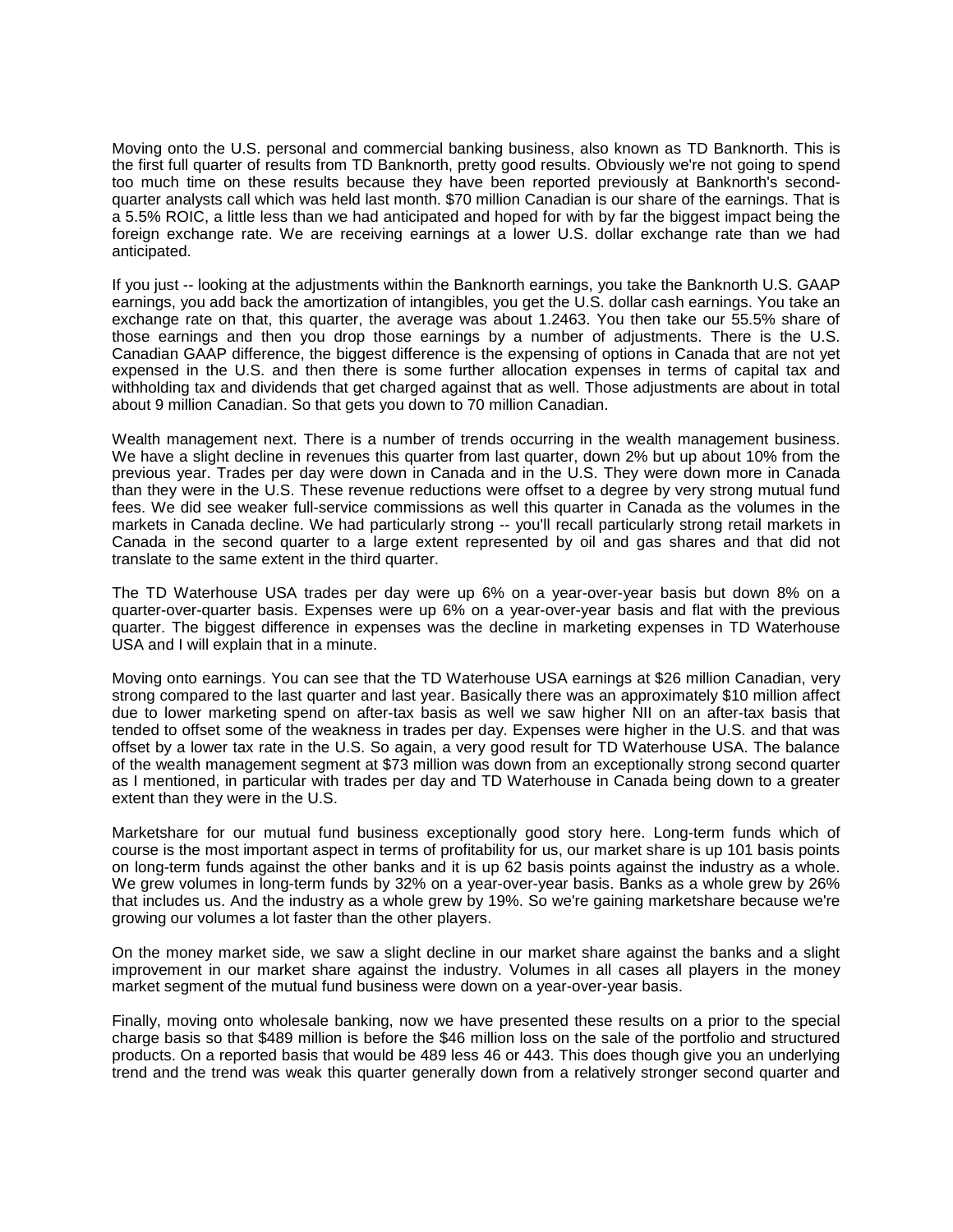Moving onto the U.S. personal and commercial banking business, also known as TD Banknorth. This is the first full quarter of results from TD Banknorth, pretty good results. Obviously we're not going to spend too much time on these results because they have been reported previously at Banknorth's second-quarter analysts call which was held last month. $70 million Canadian is our share of the earnings. That is a 5.5% ROIC, a little less than we had anticipated and hoped for with by far the biggest impact being the foreign exchange rate. We are receiving earnings at a lower U.S. dollar exchange rate than we had anticipated.

If you just -- looking at the adjustments within the Banknorth earnings, you take the Banknorth U.S. GAAP earnings, you add back the amortization of intangibles, you get the U.S. dollar cash earnings. You take an exchange rate on that, this quarter, the average was about 1.2463. You then take our 55.5% share of those earnings and then you drop those earnings by a number of adjustments. There is the U.S. Canadian GAAP difference, the biggest difference is the expensing of options in Canada that are not yet expensed in the U.S. and then there is some further allocation expenses in terms of capital tax and withholding tax and dividends that get charged against that as well. Those adjustments are about in total about 9 million Canadian. So that gets you down to 70 million Canadian.

Wealth management next. There is a number of trends occurring in the wealth management business. We have a slight decline in revenues this quarter from last quarter, down 2% but up about 10% from the previous year. Trades per day were down in Canada and in the U.S. They were down more in Canada than they were in the U.S. These revenue reductions were offset to a degree by very strong mutual fund fees. We did see weaker full-service commissions as well this quarter in Canada as the volumes in the markets in Canada decline. We had particularly strong -- you'll recall particularly strong retail markets in Canada in the second quarter to a large extent represented by oil and gas shares and that did not translate to the same extent in the third quarter.

The TD Waterhouse USA trades per day were up 6% on a year-over-year basis but down 8% on a quarter-over-quarter basis. Expenses were up 6% on a year-over-year basis and flat with the previous quarter. The biggest difference in expenses was the decline in marketing expenses in TD Waterhouse USA and I will explain that in a minute.

Moving onto earnings. You can see that the TD Waterhouse USA earnings at $26 million Canadian, very strong compared to the last quarter and last year. Basically there was an approximately $10 million affect due to lower marketing spend on after-tax basis as well we saw higher NII on an after-tax basis that tended to offset some of the weakness in trades per day. Expenses were higher in the U.S. and that was offset by a lower tax rate in the U.S. So again, a very good result for TD Waterhouse USA. The balance of the wealth management segment at $73 million was down from an exceptionally strong second quarter as I mentioned, in particular with trades per day and TD Waterhouse in Canada being down to a greater extent than they were in the U.S.

Marketshare for our mutual fund business exceptionally good story here. Long-term funds which of course is the most important aspect in terms of profitability for us, our market share is up 101 basis points on long-term funds against the other banks and it is up 62 basis points against the industry as a whole. We grew volumes in long-term funds by 32% on a year-over-year basis. Banks as a whole grew by 26% that includes us. And the industry as a whole grew by 19%. So we're gaining marketshare because we're growing our volumes a lot faster than the other players.

On the money market side, we saw a slight decline in our market share against the banks and a slight improvement in our market share against the industry. Volumes in all cases all players in the money market segment of the mutual fund business were down on a year-over-year basis.

Finally, moving onto wholesale banking, now we have presented these results on a prior to the special charge basis so that $489 million is before the $46 million loss on the sale of the portfolio and structured products. On a reported basis that would be 489 less 46 or 443. This does though give you an underlying trend and the trend was weak this quarter generally down from a relatively stronger second quarter and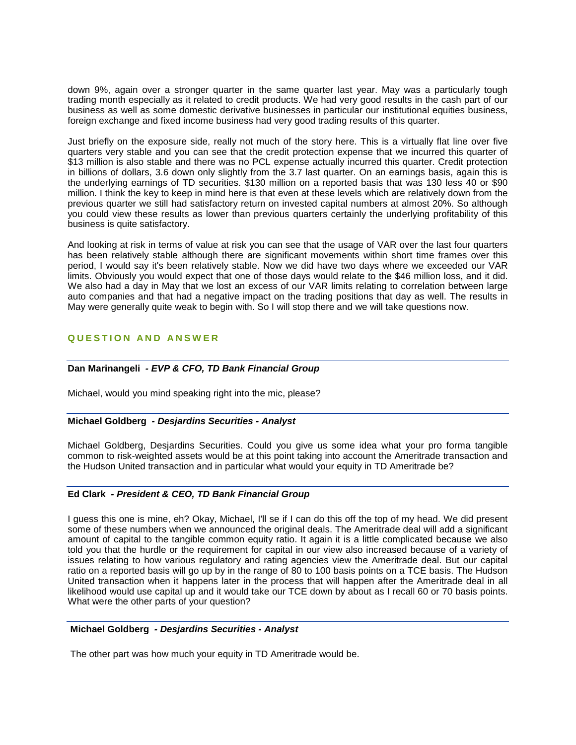down 9%, again over a stronger quarter in the same quarter last year. May was a particularly tough trading month especially as it related to credit products. We had very good results in the cash part of our business as well as some domestic derivative businesses in particular our institutional equities business, foreign exchange and fixed income business had very good trading results of this quarter.

Just briefly on the exposure side, really not much of the story here. This is a virtually flat line over five quarters very stable and you can see that the credit protection expense that we incurred this quarter of $13 million is also stable and there was no PCL expense actually incurred this quarter. Credit protection in billions of dollars, 3.6 down only slightly from the 3.7 last quarter. On an earnings basis, again this is the underlying earnings of TD securities. $130 million on a reported basis that was 130 less 40 or $90 million. I think the key to keep in mind here is that even at these levels which are relatively down from the previous quarter we still had satisfactory return on invested capital numbers at almost 20%. So although you could view these results as lower than previous quarters certainly the underlying profitability of this business is quite satisfactory.

And looking at risk in terms of value at risk you can see that the usage of VAR over the last four quarters has been relatively stable although there are significant movements within short time frames over this period, I would say it's been relatively stable. Now we did have two days where we exceeded our VAR limits. Obviously you would expect that one of those days would relate to the $46 million loss, and it did. We also had a day in May that we lost an excess of our VAR limits relating to correlation between large auto companies and that had a negative impact on the trading positions that day as well. The results in May were generally quite weak to begin with. So I will stop there and we will take questions now.

## QUESTION AND ANSWER

**Dan Marinangeli** *- EVP & CFO, TD Bank Financial Group*

Michael, would you mind speaking right into the mic, please?

**Michael Goldberg** *- Desjardins Securities - Analyst*

Michael Goldberg, Desjardins Securities. Could you give us some idea what your pro forma tangible common to risk-weighted assets would be at this point taking into account the Ameritrade transaction and the Hudson United transaction and in particular what would your equity in TD Ameritrade be?

**Ed Clark** *- President & CEO, TD Bank Financial Group*

I guess this one is mine, eh? Okay, Michael, I'll se if I can do this off the top of my head. We did present some of these numbers when we announced the original deals. The Ameritrade deal will add a significant amount of capital to the tangible common equity ratio. It again it is a little complicated because we also told you that the hurdle or the requirement for capital in our view also increased because of a variety of issues relating to how various regulatory and rating agencies view the Ameritrade deal. But our capital ratio on a reported basis will go up by in the range of 80 to 100 basis points on a TCE basis. The Hudson United transaction when it happens later in the process that will happen after the Ameritrade deal in all likelihood would use capital up and it would take our TCE down by about as I recall 60 or 70 basis points. What were the other parts of your question?

**Michael Goldberg** *- Desjardins Securities - Analyst*

The other part was how much your equity in TD Ameritrade would be.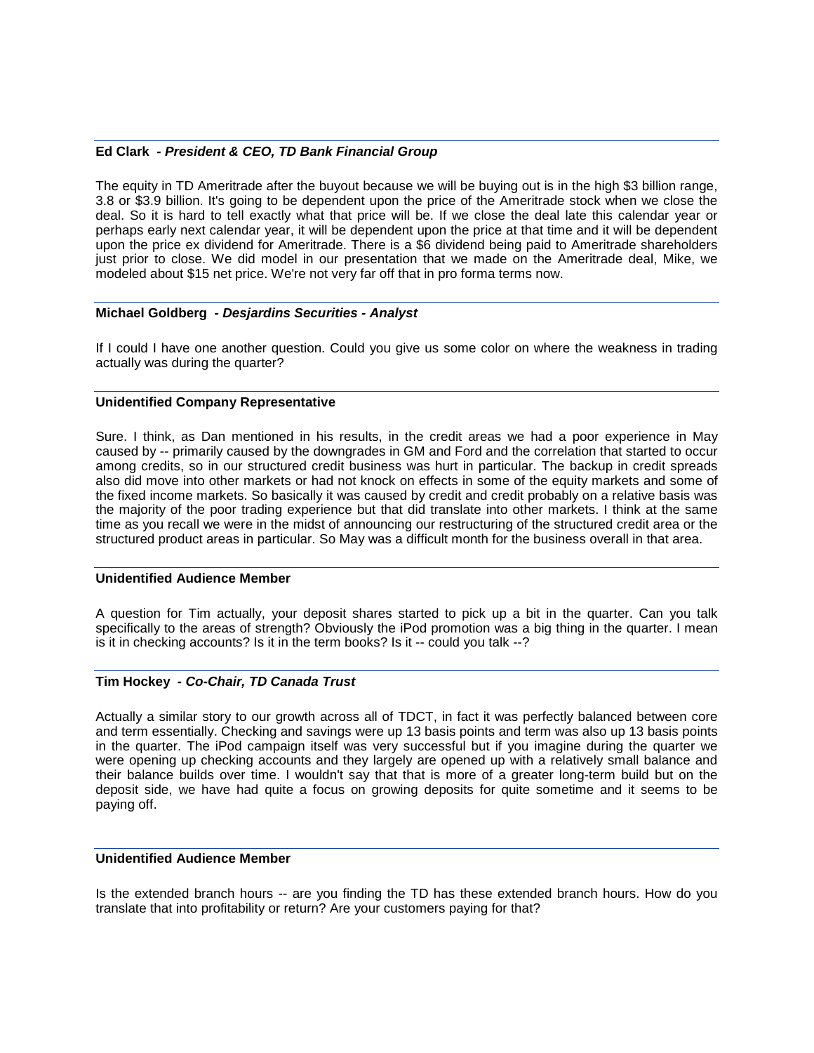**Ed Clark** *- President & CEO, TD Bank Financial Group*

The equity in TD Ameritrade after the buyout because we will be buying out is in the high $3 billion range, 3.8 or $3.9 billion. It's going to be dependent upon the price of the Ameritrade stock when we close the deal. So it is hard to tell exactly what that price will be. If we close the deal late this calendar year or perhaps early next calendar year, it will be dependent upon the price at that time and it will be dependent upon the price ex dividend for Ameritrade. There is a $6 dividend being paid to Ameritrade shareholders just prior to close. We did model in our presentation that we made on the Ameritrade deal, Mike, we modeled about $15 net price. We're not very far off that in pro forma terms now.

**Michael Goldberg** *- Desjardins Securities - Analyst*

If I could I have one another question. Could you give us some color on where the weakness in trading actually was during the quarter?

**Unidentified Company Representative**

Sure. I think, as Dan mentioned in his results, in the credit areas we had a poor experience in May caused by -- primarily caused by the downgrades in GM and Ford and the correlation that started to occur among credits, so in our structured credit business was hurt in particular. The backup in credit spreads also did move into other markets or had not knock on effects in some of the equity markets and some of the fixed income markets. So basically it was caused by credit and credit probably on a relative basis was the majority of the poor trading experience but that did translate into other markets. I think at the same time as you recall we were in the midst of announcing our restructuring of the structured credit area or the structured product areas in particular. So May was a difficult month for the business overall in that area.

**Unidentified Audience Member**

A question for Tim actually, your deposit shares started to pick up a bit in the quarter. Can you talk specifically to the areas of strength? Obviously the iPod promotion was a big thing in the quarter. I mean is it in checking accounts? Is it in the term books? Is it -- could you talk --?

**Tim Hockey** *- Co-Chair, TD Canada Trust*

Actually a similar story to our growth across all of TDCT, in fact it was perfectly balanced between core and term essentially. Checking and savings were up 13 basis points and term was also up 13 basis points in the quarter. The iPod campaign itself was very successful but if you imagine during the quarter we were opening up checking accounts and they largely are opened up with a relatively small balance and their balance builds over time. I wouldn't say that that is more of a greater long-term build but on the deposit side, we have had quite a focus on growing deposits for quite sometime and it seems to be paying off.

**Unidentified Audience Member**

Is the extended branch hours -- are you finding the TD has these extended branch hours. How do you translate that into profitability or return? Are your customers paying for that?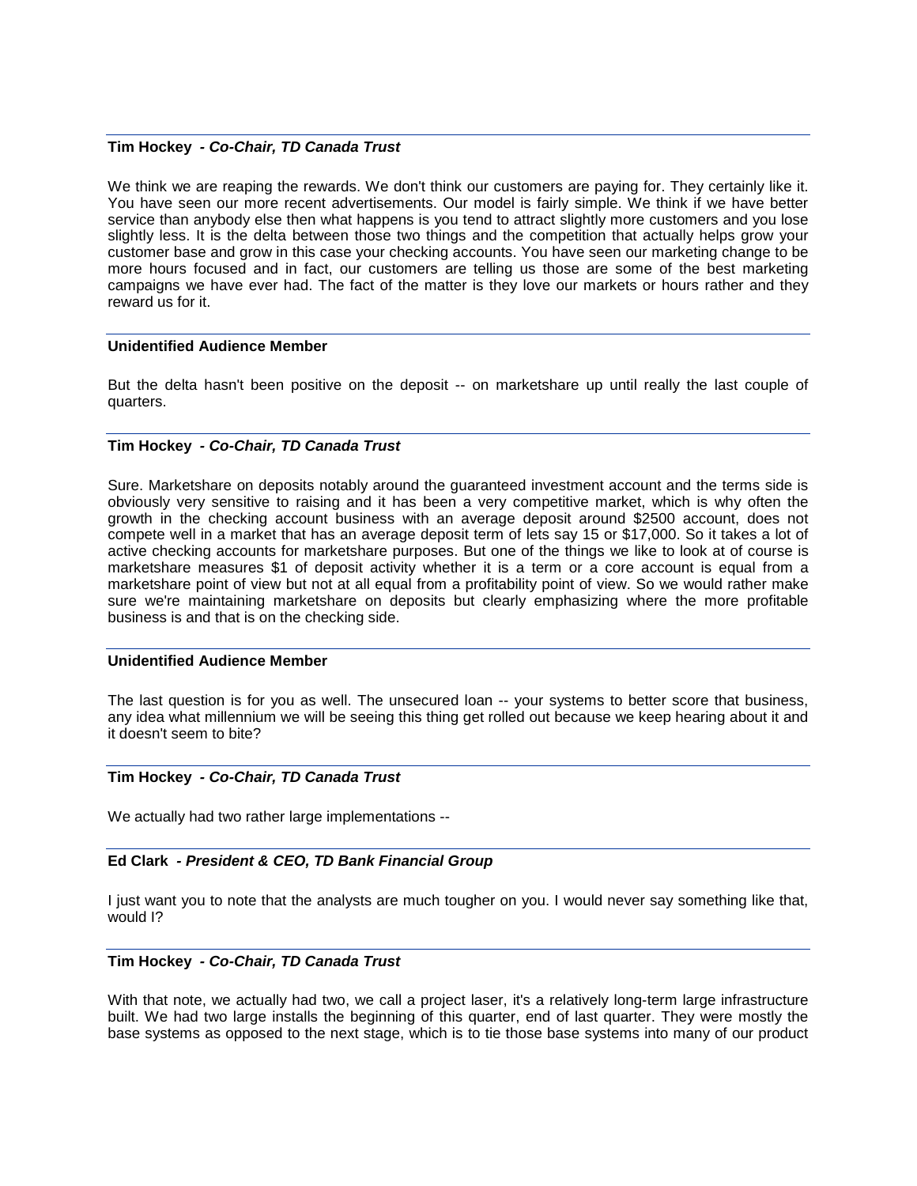**Tim Hockey** *- Co-Chair, TD Canada Trust*

We think we are reaping the rewards. We don't think our customers are paying for. They certainly like it. You have seen our more recent advertisements. Our model is fairly simple. We think if we have better service than anybody else then what happens is you tend to attract slightly more customers and you lose slightly less. It is the delta between those two things and the competition that actually helps grow your customer base and grow in this case your checking accounts. You have seen our marketing change to be more hours focused and in fact, our customers are telling us those are some of the best marketing campaigns we have ever had. The fact of the matter is they love our markets or hours rather and they reward us for it.

**Unidentified Audience Member**

But the delta hasn't been positive on the deposit -- on marketshare up until really the last couple of quarters.

**Tim Hockey** *- Co-Chair, TD Canada Trust*

Sure. Marketshare on deposits notably around the guaranteed investment account and the terms side is obviously very sensitive to raising and it has been a very competitive market, which is why often the growth in the checking account business with an average deposit around $2500 account, does not compete well in a market that has an average deposit term of lets say 15 or $17,000. So it takes a lot of active checking accounts for marketshare purposes. But one of the things we like to look at of course is marketshare measures $1 of deposit activity whether it is a term or a core account is equal from a marketshare point of view but not at all equal from a profitability point of view. So we would rather make sure we're maintaining marketshare on deposits but clearly emphasizing where the more profitable business is and that is on the checking side.

**Unidentified Audience Member**

The last question is for you as well. The unsecured loan -- your systems to better score that business, any idea what millennium we will be seeing this thing get rolled out because we keep hearing about it and it doesn't seem to bite?

**Tim Hockey** *- Co-Chair, TD Canada Trust*

We actually had two rather large implementations --

**Ed Clark** *- President & CEO, TD Bank Financial Group*

I just want you to note that the analysts are much tougher on you. I would never say something like that, would I?

**Tim Hockey** *- Co-Chair, TD Canada Trust*

With that note, we actually had two, we call a project laser, it's a relatively long-term large infrastructure built. We had two large installs the beginning of this quarter, end of last quarter. They were mostly the base systems as opposed to the next stage, which is to tie those base systems into many of our product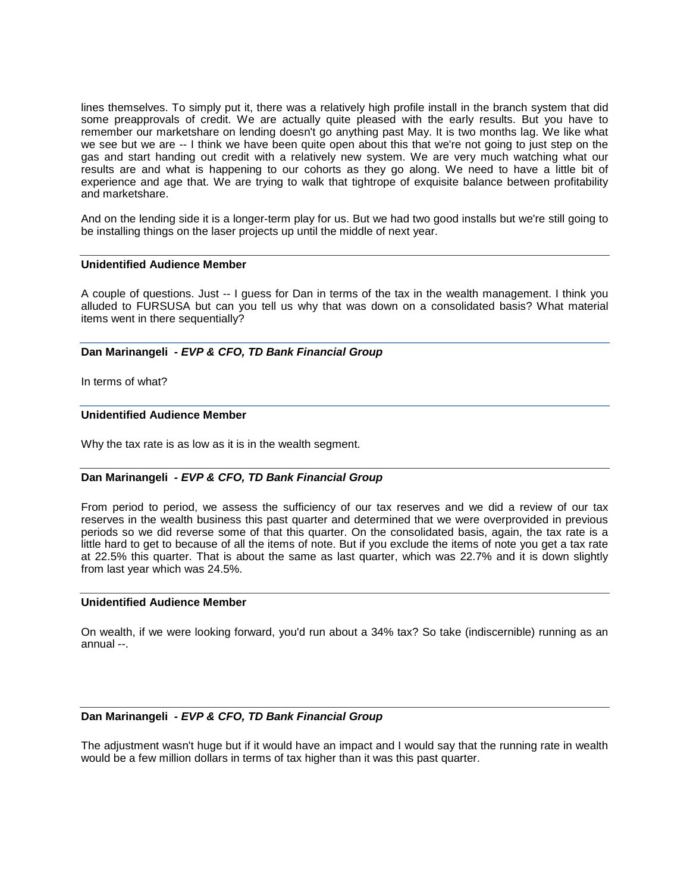lines themselves. To simply put it, there was a relatively high profile install in the branch system that did some preapprovals of credit. We are actually quite pleased with the early results. But you have to remember our marketshare on lending doesn't go anything past May. It is two months lag. We like what we see but we are -- I think we have been quite open about this that we're not going to just step on the gas and start handing out credit with a relatively new system. We are very much watching what our results are and what is happening to our cohorts as they go along. We need to have a little bit of experience and age that. We are trying to walk that tightrope of exquisite balance between profitability and marketshare.

And on the lending side it is a longer-term play for us. But we had two good installs but we're still going to be installing things on the laser projects up until the middle of next year.

**Unidentified Audience Member**

A couple of questions. Just -- I guess for Dan in terms of the tax in the wealth management. I think you alluded to FURSUSA but can you tell us why that was down on a consolidated basis? What material items went in there sequentially?

**Dan Marinangeli** *- EVP & CFO, TD Bank Financial Group*

In terms of what?

**Unidentified Audience Member**

Why the tax rate is as low as it is in the wealth segment.

**Dan Marinangeli** *- EVP & CFO, TD Bank Financial Group*

From period to period, we assess the sufficiency of our tax reserves and we did a review of our tax reserves in the wealth business this past quarter and determined that we were overprovided in previous periods so we did reverse some of that this quarter. On the consolidated basis, again, the tax rate is a little hard to get to because of all the items of note. But if you exclude the items of note you get a tax rate at 22.5% this quarter. That is about the same as last quarter, which was 22.7% and it is down slightly from last year which was 24.5%.

**Unidentified Audience Member**

On wealth, if we were looking forward, you'd run about a 34% tax? So take (indiscernible) running as an annual --.

**Dan Marinangeli** *- EVP & CFO, TD Bank Financial Group*

The adjustment wasn't huge but if it would have an impact and I would say that the running rate in wealth would be a few million dollars in terms of tax higher than it was this past quarter.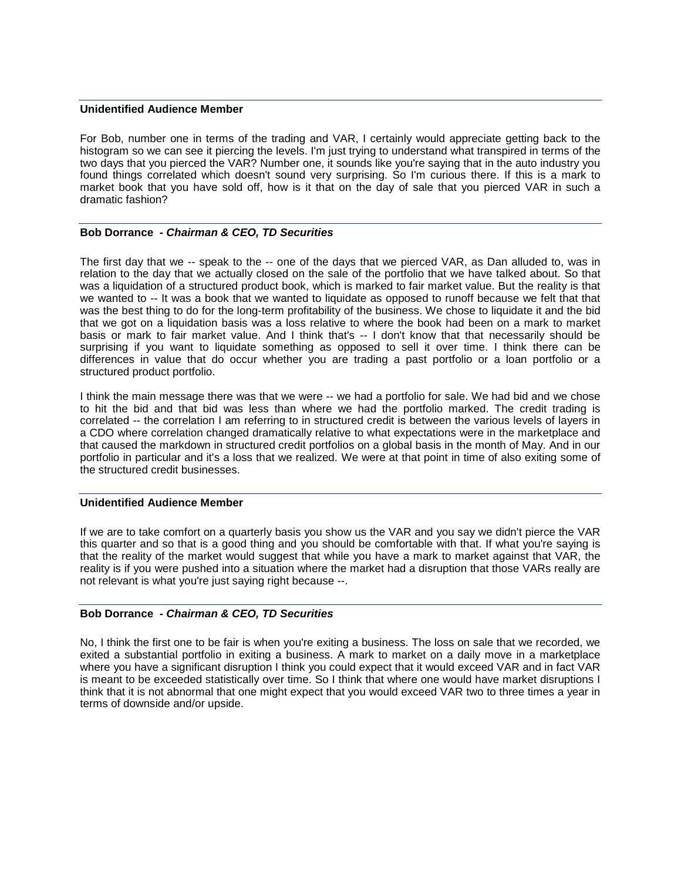**Unidentified Audience Member**

For Bob, number one in terms of the trading and VAR, I certainly would appreciate getting back to the histogram so we can see it piercing the levels. I'm just trying to understand what transpired in terms of the two days that you pierced the VAR? Number one, it sounds like you're saying that in the auto industry you found things correlated which doesn't sound very surprising. So I'm curious there. If this is a mark to market book that you have sold off, how is it that on the day of sale that you pierced VAR in such a dramatic fashion?

**Bob Dorrance** *- Chairman & CEO, TD Securities*

The first day that we -- speak to the -- one of the days that we pierced VAR, as Dan alluded to, was in relation to the day that we actually closed on the sale of the portfolio that we have talked about. So that was a liquidation of a structured product book, which is marked to fair market value. But the reality is that we wanted to -- It was a book that we wanted to liquidate as opposed to runoff because we felt that that was the best thing to do for the long-term profitability of the business. We chose to liquidate it and the bid that we got on a liquidation basis was a loss relative to where the book had been on a mark to market basis or mark to fair market value. And I think that's -- I don't know that that necessarily should be surprising if you want to liquidate something as opposed to sell it over time. I think there can be differences in value that do occur whether you are trading a past portfolio or a loan portfolio or a structured product portfolio.

I think the main message there was that we were -- we had a portfolio for sale. We had bid and we chose to hit the bid and that bid was less than where we had the portfolio marked. The credit trading is correlated -- the correlation I am referring to in structured credit is between the various levels of layers in a CDO where correlation changed dramatically relative to what expectations were in the marketplace and that caused the markdown in structured credit portfolios on a global basis in the month of May. And in our portfolio in particular and it's a loss that we realized. We were at that point in time of also exiting some of the structured credit businesses.

**Unidentified Audience Member**

If we are to take comfort on a quarterly basis you show us the VAR and you say we didn't pierce the VAR this quarter and so that is a good thing and you should be comfortable with that. If what you're saying is that the reality of the market would suggest that while you have a mark to market against that VAR, the reality is if you were pushed into a situation where the market had a disruption that those VARs really are not relevant is what you're just saying right because --.

**Bob Dorrance** *- Chairman & CEO, TD Securities*

No, I think the first one to be fair is when you're exiting a business. The loss on sale that we recorded, we exited a substantial portfolio in exiting a business. A mark to market on a daily move in a marketplace where you have a significant disruption I think you could expect that it would exceed VAR and in fact VAR is meant to be exceeded statistically over time. So I think that where one would have market disruptions I think that it is not abnormal that one might expect that you would exceed VAR two to three times a year in terms of downside and/or upside.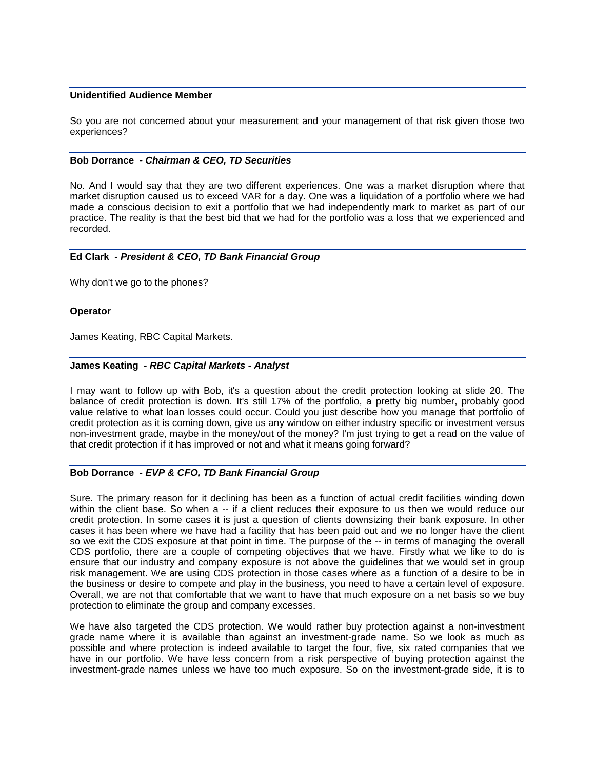**Unidentified Audience Member**

So you are not concerned about your measurement and your management of that risk given those two experiences?

**Bob Dorrance** *- Chairman & CEO, TD Securities*

No. And I would say that they are two different experiences. One was a market disruption where that market disruption caused us to exceed VAR for a day. One was a liquidation of a portfolio where we had made a conscious decision to exit a portfolio that we had independently mark to market as part of our practice. The reality is that the best bid that we had for the portfolio was a loss that we experienced and recorded.

**Ed Clark** *- President & CEO, TD Bank Financial Group*

Why don't we go to the phones?

**Operator**

James Keating, RBC Capital Markets.

**James Keating** *- RBC Capital Markets - Analyst*

I may want to follow up with Bob, it's a question about the credit protection looking at slide 20. The balance of credit protection is down. It's still 17% of the portfolio, a pretty big number, probably good value relative to what loan losses could occur. Could you just describe how you manage that portfolio of credit protection as it is coming down, give us any window on either industry specific or investment versus non-investment grade, maybe in the money/out of the money? I'm just trying to get a read on the value of that credit protection if it has improved or not and what it means going forward?

**Bob Dorrance** *- EVP & CFO, TD Bank Financial Group*

Sure. The primary reason for it declining has been as a function of actual credit facilities winding down within the client base. So when a -- if a client reduces their exposure to us then we would reduce our credit protection. In some cases it is just a question of clients downsizing their bank exposure. In other cases it has been where we have had a facility that has been paid out and we no longer have the client so we exit the CDS exposure at that point in time. The purpose of the -- in terms of managing the overall CDS portfolio, there are a couple of competing objectives that we have. Firstly what we like to do is ensure that our industry and company exposure is not above the guidelines that we would set in group risk management. We are using CDS protection in those cases where as a function of a desire to be in the business or desire to compete and play in the business, you need to have a certain level of exposure. Overall, we are not that comfortable that we want to have that much exposure on a net basis so we buy protection to eliminate the group and company excesses.

We have also targeted the CDS protection. We would rather buy protection against a non-investment grade name where it is available than against an investment-grade name. So we look as much as possible and where protection is indeed available to target the four, five, six rated companies that we have in our portfolio. We have less concern from a risk perspective of buying protection against the investment-grade names unless we have too much exposure. So on the investment-grade side, it is to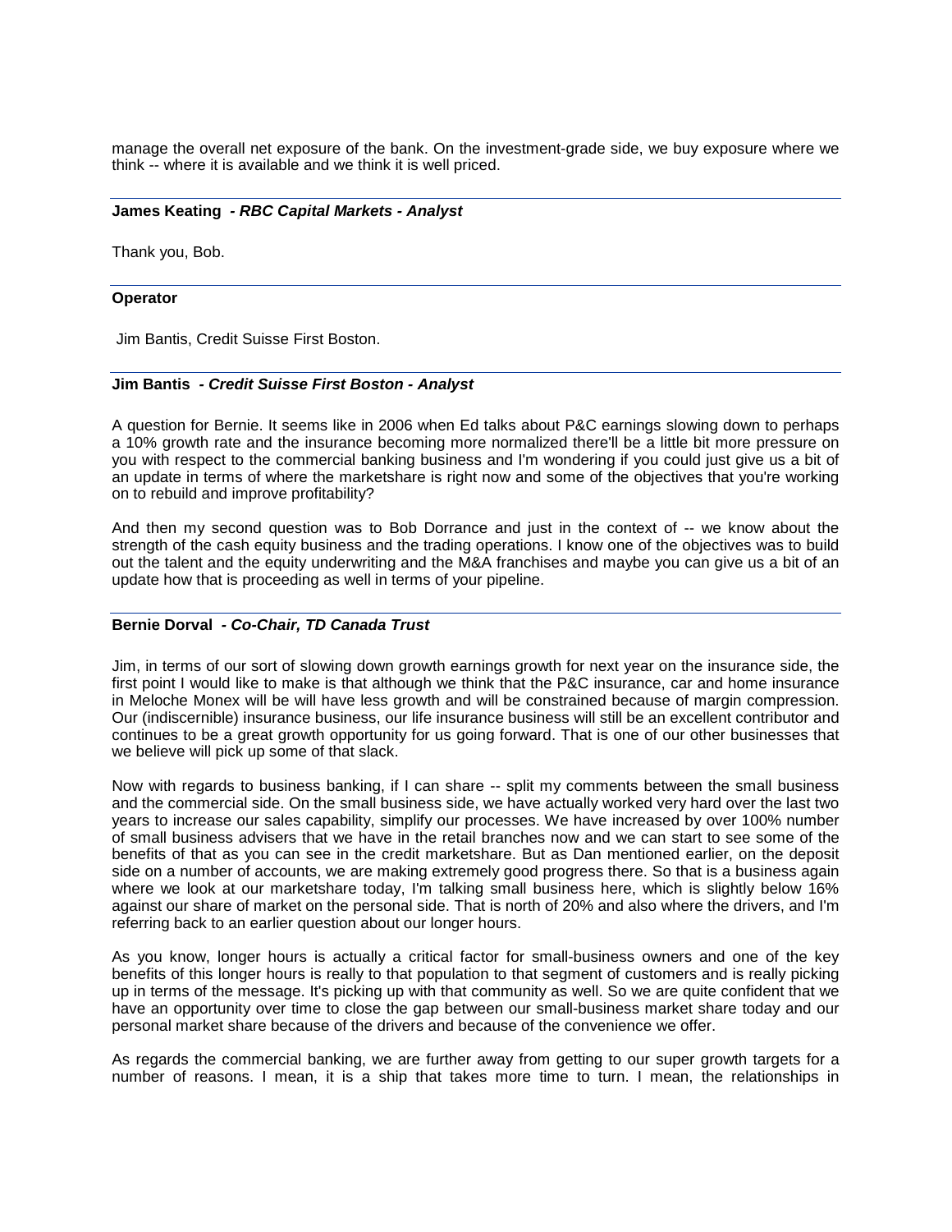manage the overall net exposure of the bank. On the investment-grade side, we buy exposure where we think -- where it is available and we think it is well priced.

**James Keating  - *RBC Capital Markets - Analyst***

Thank you, Bob.

**Operator**

Jim Bantis, Credit Suisse First Boston.

**Jim Bantis  - *Credit Suisse First Boston - Analyst***

A question for Bernie. It seems like in 2006 when Ed talks about P&C earnings slowing down to perhaps a 10% growth rate and the insurance becoming more normalized there'll be a little bit more pressure on you with respect to the commercial banking business and I'm wondering if you could just give us a bit of an update in terms of where the marketshare is right now and some of the objectives that you're working on to rebuild and improve profitability?

And then my second question was to Bob Dorrance and just in the context of -- we know about the strength of the cash equity business and the trading operations. I know one of the objectives was to build out the talent and the equity underwriting and the M&A franchises and maybe you can give us a bit of an update how that is proceeding as well in terms of your pipeline.

**Bernie Dorval  - *Co-Chair, TD Canada Trust***

Jim, in terms of our sort of slowing down growth earnings growth for next year on the insurance side, the first point I would like to make is that although we think that the P&C insurance, car and home insurance in Meloche Monex will be will have less growth and will be constrained because of margin compression. Our (indiscernible) insurance business, our life insurance business will still be an excellent contributor and continues to be a great growth opportunity for us going forward. That is one of our other businesses that we believe will pick up some of that slack.

Now with regards to business banking, if I can share -- split my comments between the small business and the commercial side. On the small business side, we have actually worked very hard over the last two years to increase our sales capability, simplify our processes. We have increased by over 100% number of small business advisers that we have in the retail branches now and we can start to see some of the benefits of that as you can see in the credit marketshare. But as Dan mentioned earlier, on the deposit side on a number of accounts, we are making extremely good progress there. So that is a business again where we look at our marketshare today, I'm talking small business here, which is slightly below 16% against our share of market on the personal side. That is north of 20% and also where the drivers, and I'm referring back to an earlier question about our longer hours.

As you know, longer hours is actually a critical factor for small-business owners and one of the key benefits of this longer hours is really to that population to that segment of customers and is really picking up in terms of the message. It's picking up with that community as well. So we are quite confident that we have an opportunity over time to close the gap between our small-business market share today and our personal market share because of the drivers and because of the convenience we offer.

As regards the commercial banking, we are further away from getting to our super growth targets for a number of reasons. I mean, it is a ship that takes more time to turn. I mean, the relationships in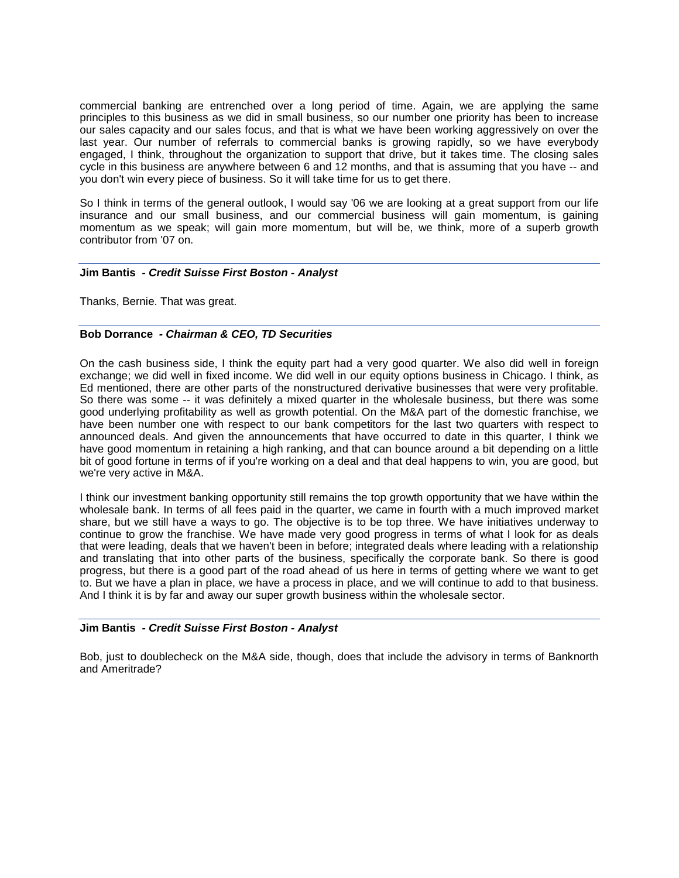commercial banking are entrenched over a long period of time. Again, we are applying the same principles to this business as we did in small business, so our number one priority has been to increase our sales capacity and our sales focus, and that is what we have been working aggressively on over the last year. Our number of referrals to commercial banks is growing rapidly, so we have everybody engaged, I think, throughout the organization to support that drive, but it takes time. The closing sales cycle in this business are anywhere between 6 and 12 months, and that is assuming that you have -- and you don't win every piece of business. So it will take time for us to get there.

So I think in terms of the general outlook, I would say '06 we are looking at a great support from our life insurance and our small business, and our commercial business will gain momentum, is gaining momentum as we speak; will gain more momentum, but will be, we think, more of a superb growth contributor from '07 on.

---

**Jim Bantis - *Credit Suisse First Boston - Analyst***

Thanks, Bernie. That was great.

---

**Bob Dorrance - *Chairman & CEO, TD Securities***

On the cash business side, I think the equity part had a very good quarter. We also did well in foreign exchange; we did well in fixed income. We did well in our equity options business in Chicago. I think, as Ed mentioned, there are other parts of the nonstructured derivative businesses that were very profitable. So there was some -- it was definitely a mixed quarter in the wholesale business, but there was some good underlying profitability as well as growth potential. On the M&A part of the domestic franchise, we have been number one with respect to our bank competitors for the last two quarters with respect to announced deals. And given the announcements that have occurred to date in this quarter, I think we have good momentum in retaining a high ranking, and that can bounce around a bit depending on a little bit of good fortune in terms of if you're working on a deal and that deal happens to win, you are good, but we're very active in M&A.

I think our investment banking opportunity still remains the top growth opportunity that we have within the wholesale bank. In terms of all fees paid in the quarter, we came in fourth with a much improved market share, but we still have a ways to go. The objective is to be top three. We have initiatives underway to continue to grow the franchise. We have made very good progress in terms of what I look for as deals that were leading, deals that we haven't been in before; integrated deals where leading with a relationship and translating that into other parts of the business, specifically the corporate bank. So there is good progress, but there is a good part of the road ahead of us here in terms of getting where we want to get to. But we have a plan in place, we have a process in place, and we will continue to add to that business. And I think it is by far and away our super growth business within the wholesale sector.

---

**Jim Bantis - *Credit Suisse First Boston - Analyst***

Bob, just to doublecheck on the M&A side, though, does that include the advisory in terms of Banknorth and Ameritrade?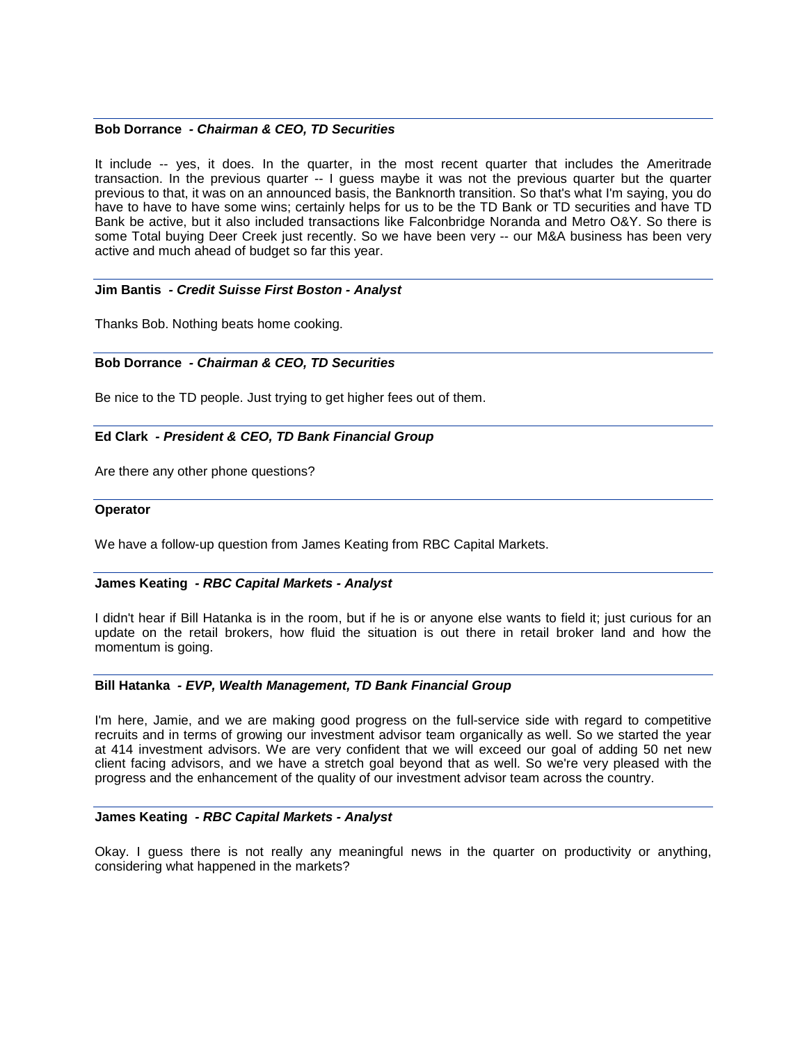**Bob Dorrance** *- Chairman & CEO, TD Securities*

It include -- yes, it does. In the quarter, in the most recent quarter that includes the Ameritrade transaction. In the previous quarter -- I guess maybe it was not the previous quarter but the quarter previous to that, it was on an announced basis, the Banknorth transition. So that's what I'm saying, you do have to have to have some wins; certainly helps for us to be the TD Bank or TD securities and have TD Bank be active, but it also included transactions like Falconbridge Noranda and Metro O&Y. So there is some Total buying Deer Creek just recently. So we have been very -- our M&A business has been very active and much ahead of budget so far this year.

**Jim Bantis** *- Credit Suisse First Boston - Analyst*

Thanks Bob. Nothing beats home cooking.

**Bob Dorrance** *- Chairman & CEO, TD Securities*

Be nice to the TD people. Just trying to get higher fees out of them.

**Ed Clark** *- President & CEO, TD Bank Financial Group*

Are there any other phone questions?

**Operator**

We have a follow-up question from James Keating from RBC Capital Markets.

**James Keating** *- RBC Capital Markets - Analyst*

I didn't hear if Bill Hatanka is in the room, but if he is or anyone else wants to field it; just curious for an update on the retail brokers, how fluid the situation is out there in retail broker land and how the momentum is going.

**Bill Hatanka** *- EVP, Wealth Management, TD Bank Financial Group*

I'm here, Jamie, and we are making good progress on the full-service side with regard to competitive recruits and in terms of growing our investment advisor team organically as well. So we started the year at 414 investment advisors. We are very confident that we will exceed our goal of adding 50 net new client facing advisors, and we have a stretch goal beyond that as well. So we're very pleased with the progress and the enhancement of the quality of our investment advisor team across the country.

**James Keating** *- RBC Capital Markets - Analyst*

Okay. I guess there is not really any meaningful news in the quarter on productivity or anything, considering what happened in the markets?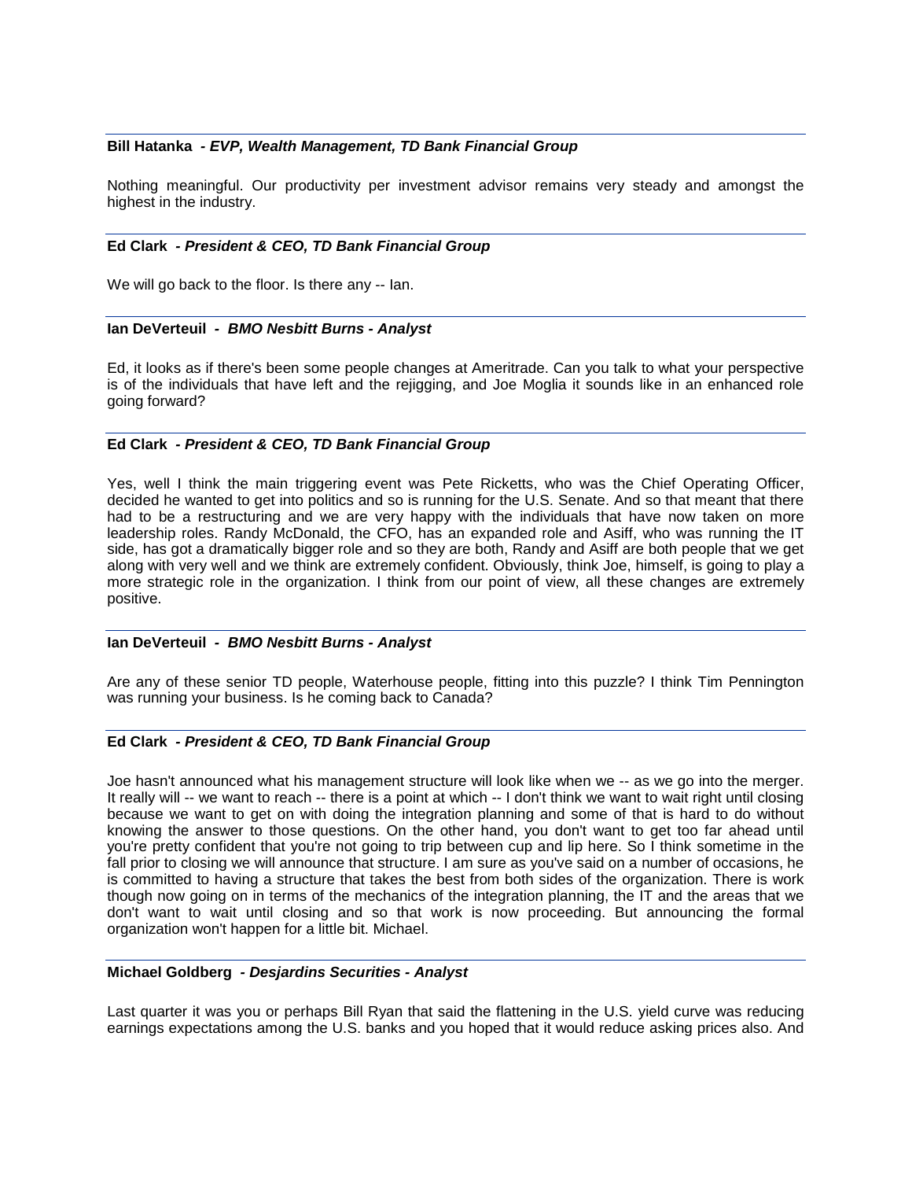**Bill Hatanka** *- EVP, Wealth Management, TD Bank Financial Group*

Nothing meaningful. Our productivity per investment advisor remains very steady and amongst the highest in the industry.

**Ed Clark** *- President & CEO, TD Bank Financial Group*

We will go back to the floor. Is there any -- Ian.

**Ian DeVerteuil** *- BMO Nesbitt Burns - Analyst*

Ed, it looks as if there's been some people changes at Ameritrade. Can you talk to what your perspective is of the individuals that have left and the rejigging, and Joe Moglia it sounds like in an enhanced role going forward?

**Ed Clark** *- President & CEO, TD Bank Financial Group*

Yes, well I think the main triggering event was Pete Ricketts, who was the Chief Operating Officer, decided he wanted to get into politics and so is running for the U.S. Senate. And so that meant that there had to be a restructuring and we are very happy with the individuals that have now taken on more leadership roles. Randy McDonald, the CFO, has an expanded role and Asiff, who was running the IT side, has got a dramatically bigger role and so they are both, Randy and Asiff are both people that we get along with very well and we think are extremely confident. Obviously, think Joe, himself, is going to play a more strategic role in the organization. I think from our point of view, all these changes are extremely positive.

**Ian DeVerteuil** *- BMO Nesbitt Burns - Analyst*

Are any of these senior TD people, Waterhouse people, fitting into this puzzle? I think Tim Pennington was running your business. Is he coming back to Canada?

**Ed Clark** *- President & CEO, TD Bank Financial Group*

Joe hasn't announced what his management structure will look like when we -- as we go into the merger. It really will -- we want to reach -- there is a point at which -- I don't think we want to wait right until closing because we want to get on with doing the integration planning and some of that is hard to do without knowing the answer to those questions. On the other hand, you don't want to get too far ahead until you're pretty confident that you're not going to trip between cup and lip here. So I think sometime in the fall prior to closing we will announce that structure. I am sure as you've said on a number of occasions, he is committed to having a structure that takes the best from both sides of the organization. There is work though now going on in terms of the mechanics of the integration planning, the IT and the areas that we don't want to wait until closing and so that work is now proceeding. But announcing the formal organization won't happen for a little bit. Michael.

**Michael Goldberg** *- Desjardins Securities - Analyst*

Last quarter it was you or perhaps Bill Ryan that said the flattening in the U.S. yield curve was reducing earnings expectations among the U.S. banks and you hoped that it would reduce asking prices also. And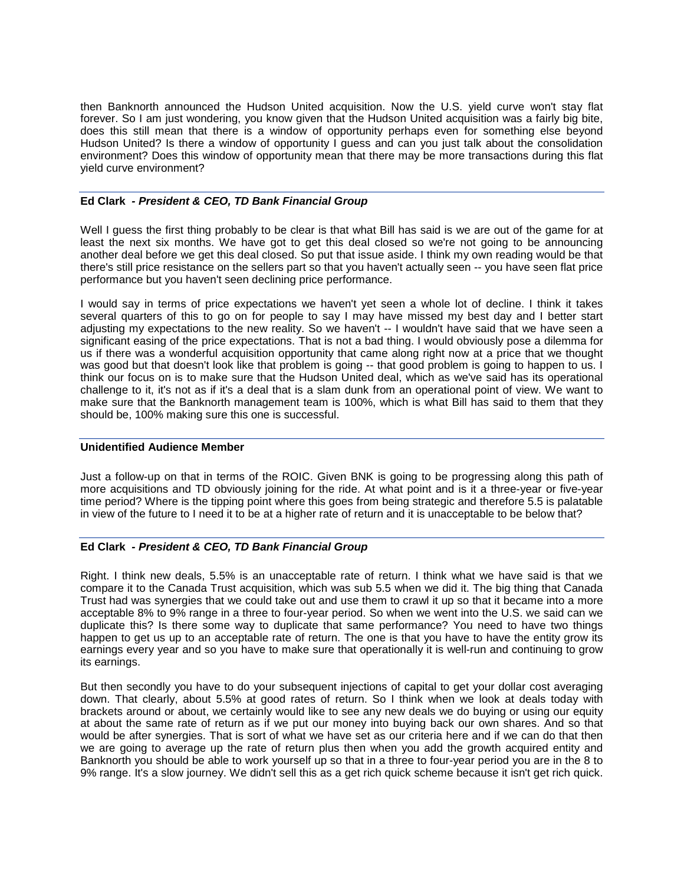then Banknorth announced the Hudson United acquisition. Now the U.S. yield curve won't stay flat forever. So I am just wondering, you know given that the Hudson United acquisition was a fairly big bite, does this still mean that there is a window of opportunity perhaps even for something else beyond Hudson United? Is there a window of opportunity I guess and can you just talk about the consolidation environment? Does this window of opportunity mean that there may be more transactions during this flat yield curve environment?

---

**Ed Clark - *President & CEO, TD Bank Financial Group***

Well I guess the first thing probably to be clear is that what Bill has said is we are out of the game for at least the next six months. We have got to get this deal closed so we're not going to be announcing another deal before we get this deal closed. So put that issue aside. I think my own reading would be that there's still price resistance on the sellers part so that you haven't actually seen -- you have seen flat price performance but you haven't seen declining price performance.

I would say in terms of price expectations we haven't yet seen a whole lot of decline. I think it takes several quarters of this to go on for people to say I may have missed my best day and I better start adjusting my expectations to the new reality. So we haven't -- I wouldn't have said that we have seen a significant easing of the price expectations. That is not a bad thing. I would obviously pose a dilemma for us if there was a wonderful acquisition opportunity that came along right now at a price that we thought was good but that doesn't look like that problem is going -- that good problem is going to happen to us. I think our focus on is to make sure that the Hudson United deal, which as we've said has its operational challenge to it, it's not as if it's a deal that is a slam dunk from an operational point of view. We want to make sure that the Banknorth management team is 100%, which is what Bill has said to them that they should be, 100% making sure this one is successful.

---

**Unidentified Audience Member**

Just a follow-up on that in terms of the ROIC. Given BNK is going to be progressing along this path of more acquisitions and TD obviously joining for the ride. At what point and is it a three-year or five-year time period? Where is the tipping point where this goes from being strategic and therefore 5.5 is palatable in view of the future to I need it to be at a higher rate of return and it is unacceptable to be below that?

---

**Ed Clark - *President & CEO, TD Bank Financial Group***

Right. I think new deals, 5.5% is an unacceptable rate of return. I think what we have said is that we compare it to the Canada Trust acquisition, which was sub 5.5 when we did it. The big thing that Canada Trust had was synergies that we could take out and use them to crawl it up so that it became into a more acceptable 8% to 9% range in a three to four-year period. So when we went into the U.S. we said can we duplicate this? Is there some way to duplicate that same performance? You need to have two things happen to get us up to an acceptable rate of return. The one is that you have to have the entity grow its earnings every year and so you have to make sure that operationally it is well-run and continuing to grow its earnings.

But then secondly you have to do your subsequent injections of capital to get your dollar cost averaging down. That clearly, about 5.5% at good rates of return. So I think when we look at deals today with brackets around or about, we certainly would like to see any new deals we do buying or using our equity at about the same rate of return as if we put our money into buying back our own shares. And so that would be after synergies. That is sort of what we have set as our criteria here and if we can do that then we are going to average up the rate of return plus then when you add the growth acquired entity and Banknorth you should be able to work yourself up so that in a three to four-year period you are in the 8 to 9% range. It's a slow journey. We didn't sell this as a get rich quick scheme because it isn't get rich quick.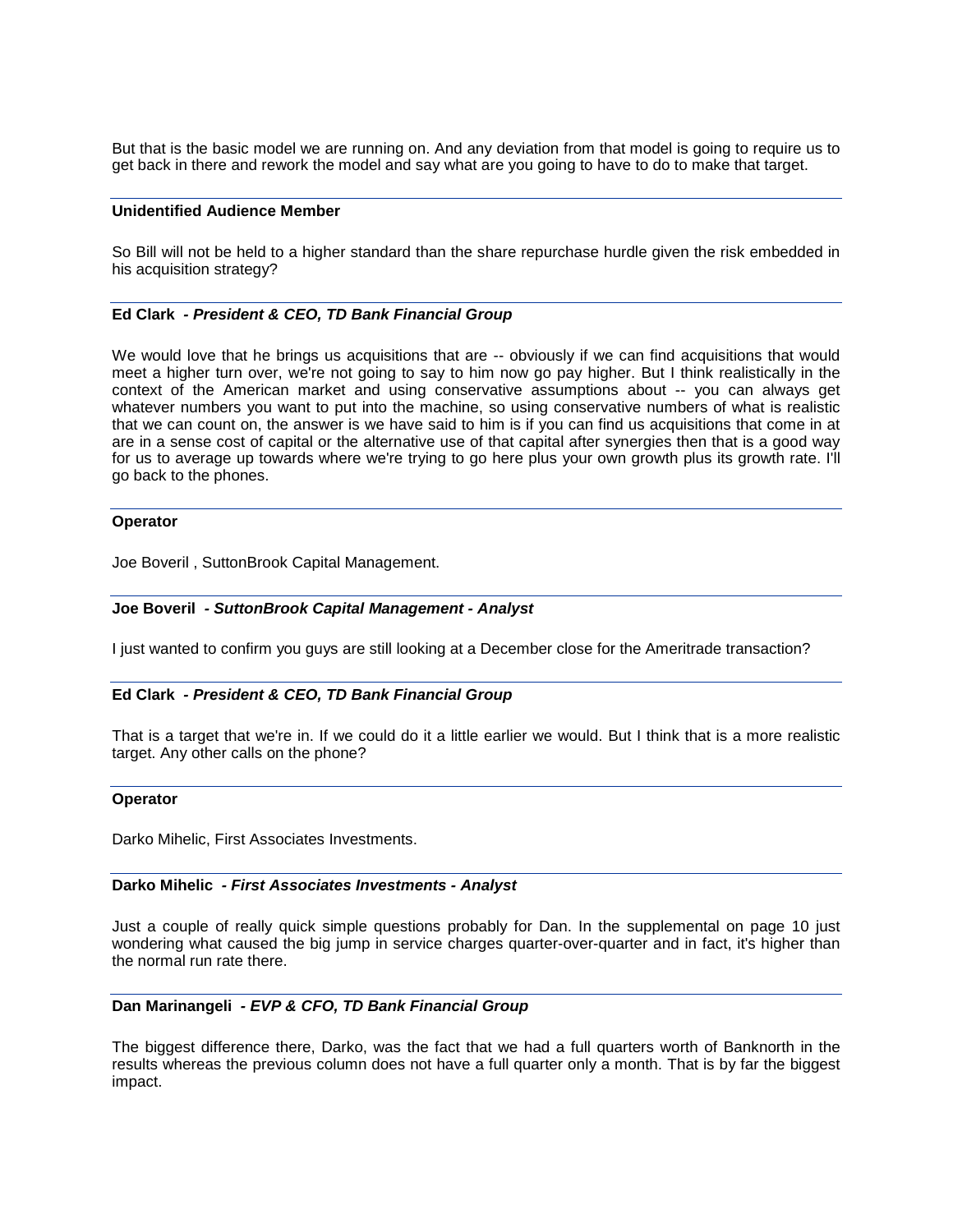But that is the basic model we are running on. And any deviation from that model is going to require us to get back in there and rework the model and say what are you going to have to do to make that target.

**Unidentified Audience Member**

So Bill will not be held to a higher standard than the share repurchase hurdle given the risk embedded in his acquisition strategy?

**Ed Clark** *- President & CEO, TD Bank Financial Group*

We would love that he brings us acquisitions that are -- obviously if we can find acquisitions that would meet a higher turn over, we're not going to say to him now go pay higher. But I think realistically in the context of the American market and using conservative assumptions about -- you can always get whatever numbers you want to put into the machine, so using conservative numbers of what is realistic that we can count on, the answer is we have said to him is if you can find us acquisitions that come in at are in a sense cost of capital or the alternative use of that capital after synergies then that is a good way for us to average up towards where we're trying to go here plus your own growth plus its growth rate. I'll go back to the phones.

**Operator**

Joe Boveril , SuttonBrook Capital Management.

**Joe Boveril** *- SuttonBrook Capital Management - Analyst*

I just wanted to confirm you guys are still looking at a December close for the Ameritrade transaction?

**Ed Clark** *- President & CEO, TD Bank Financial Group*

That is a target that we're in. If we could do it a little earlier we would. But I think that is a more realistic target. Any other calls on the phone?

**Operator**

Darko Mihelic, First Associates Investments.

**Darko Mihelic** *- First Associates Investments - Analyst*

Just a couple of really quick simple questions probably for Dan. In the supplemental on page 10 just wondering what caused the big jump in service charges quarter-over-quarter and in fact, it's higher than the normal run rate there.

**Dan Marinangeli** *- EVP & CFO, TD Bank Financial Group*

The biggest difference there, Darko, was the fact that we had a full quarters worth of Banknorth in the results whereas the previous column does not have a full quarter only a month. That is by far the biggest impact.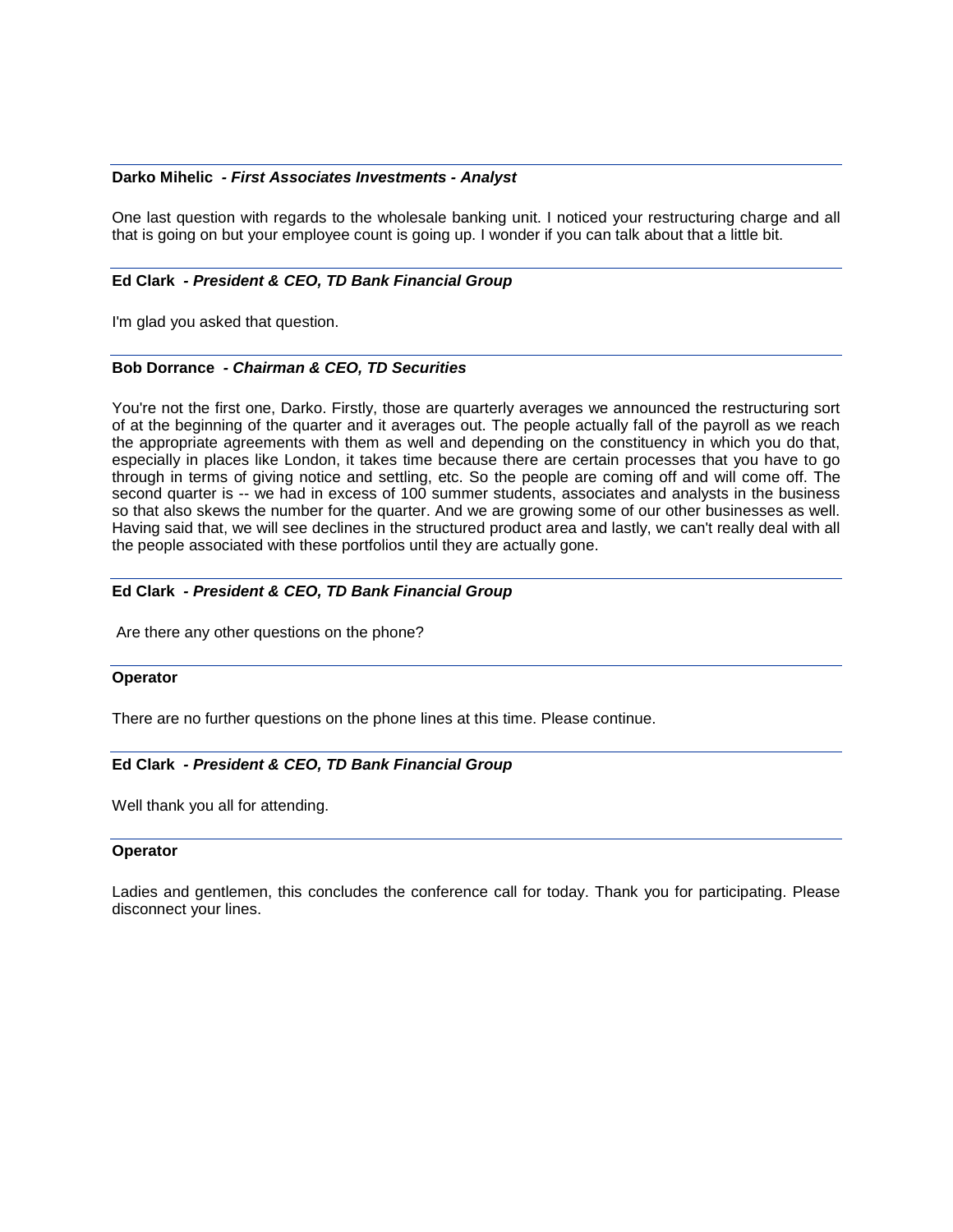**Darko Mihelic** *- First Associates Investments - Analyst*

One last question with regards to the wholesale banking unit. I noticed your restructuring charge and all that is going on but your employee count is going up. I wonder if you can talk about that a little bit.

**Ed Clark** *- President & CEO, TD Bank Financial Group*

I'm glad you asked that question.

**Bob Dorrance** *- Chairman & CEO, TD Securities*

You're not the first one, Darko. Firstly, those are quarterly averages we announced the restructuring sort of at the beginning of the quarter and it averages out. The people actually fall of the payroll as we reach the appropriate agreements with them as well and depending on the constituency in which you do that, especially in places like London, it takes time because there are certain processes that you have to go through in terms of giving notice and settling, etc. So the people are coming off and will come off. The second quarter is -- we had in excess of 100 summer students, associates and analysts in the business so that also skews the number for the quarter. And we are growing some of our other businesses as well. Having said that, we will see declines in the structured product area and lastly, we can't really deal with all the people associated with these portfolios until they are actually gone.

**Ed Clark** *- President & CEO, TD Bank Financial Group*

Are there any other questions on the phone?

**Operator**

There are no further questions on the phone lines at this time. Please continue.

**Ed Clark** *- President & CEO, TD Bank Financial Group*

Well thank you all for attending.

**Operator**

Ladies and gentlemen, this concludes the conference call for today. Thank you for participating. Please disconnect your lines.